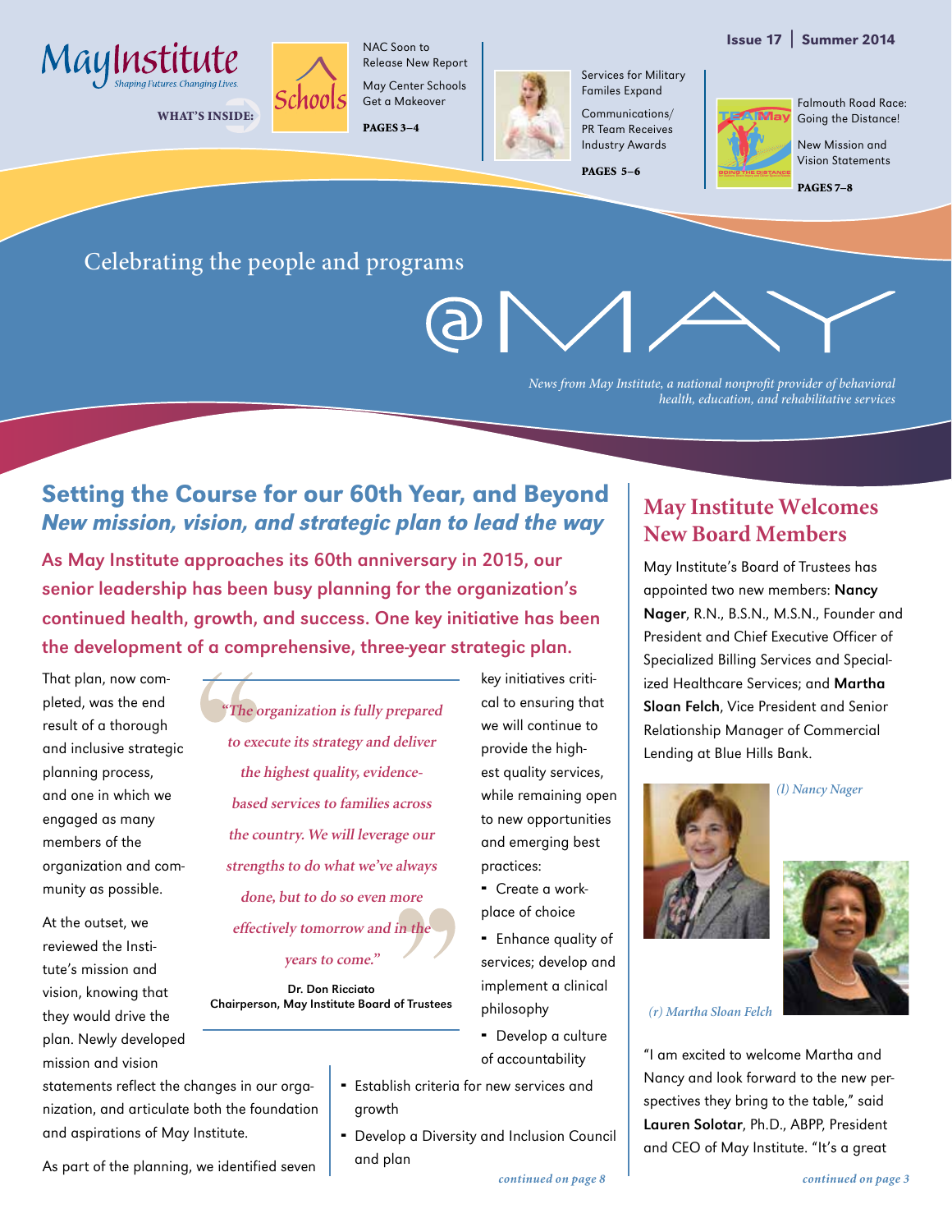# May Institute

*Shaping Futures Changing Lives.*

Issue 17 | Summer 2014

**WHAT'S INSIDE:**

NAC Soon to Release New Report

May Center Schools Get a Makeover

**PAGES 3–4**

Services for Military Familes Expand

Communications/PR Team Receives Industry Awards

**PAGES 5–6**

Falmouth Road Race: Going the Distance!

New Mission and Vision Statements

**PAGES 7–8**

Celebrating the people and programs

# @MAY

*News from May Institute, a national nonprofit provider of behavioral health, education, and rehabilitative services*

## Setting the Course for our 60th Year, and Beyond

### *New mission, vision, and strategic plan to lead the way*

**As May Institute approaches its 60th anniversary in 2015, our senior leadership has been busy planning for the organization's continued health, growth, and success. One key initiative has been the development of a comprehensive, three-year strategic plan.**

That plan, now completed, was the end result of a thorough and inclusive strategic planning process, and one in which we engaged as many members of the organization and community as possible.

At the outset, we reviewed the Institute's mission and vision, knowing that they would drive the plan. Newly developed mission and vision statements reflect the changes in our organization, and articulate both the foundation and aspirations of May Institute.

> *"The organization is fully prepared to execute its strategy and deliver the highest quality, evidence-based services to families across the country. We will leverage our strengths to do what we've always done, but to do so even more effectively tomorrow and in the years to come."*
>
> **Dr. Don Ricciato**
> **Chairperson, May Institute Board of Trustees**

As part of the planning, we identified seven key initiatives critical to ensuring that we will continue to provide the highest quality services, while remaining open to new opportunities and emerging best practices:

- Create a workplace of choice
- Enhance quality of services; develop and implement a clinical philosophy
- Develop a culture of accountability
- Establish criteria for new services and growth
- Develop a Diversity and Inclusion Council and plan

*continued on page 8*

## May Institute Welcomes New Board Members

May Institute's Board of Trustees has appointed two new members: **Nancy Nager**, R.N., B.S.N., M.S.N., Founder and President and Chief Executive Officer of Specialized Billing Services and Specialized Healthcare Services; and **Martha Sloan Felch**, Vice President and Senior Relationship Manager of Commercial Lending at Blue Hills Bank.

*(l) Nancy Nager*

*(r) Martha Sloan Felch*

"I am excited to welcome Martha and Nancy and look forward to the new perspectives they bring to the table," said **Lauren Solotar**, Ph.D., ABPP, President and CEO of May Institute. "It's a great

*continued on page 3*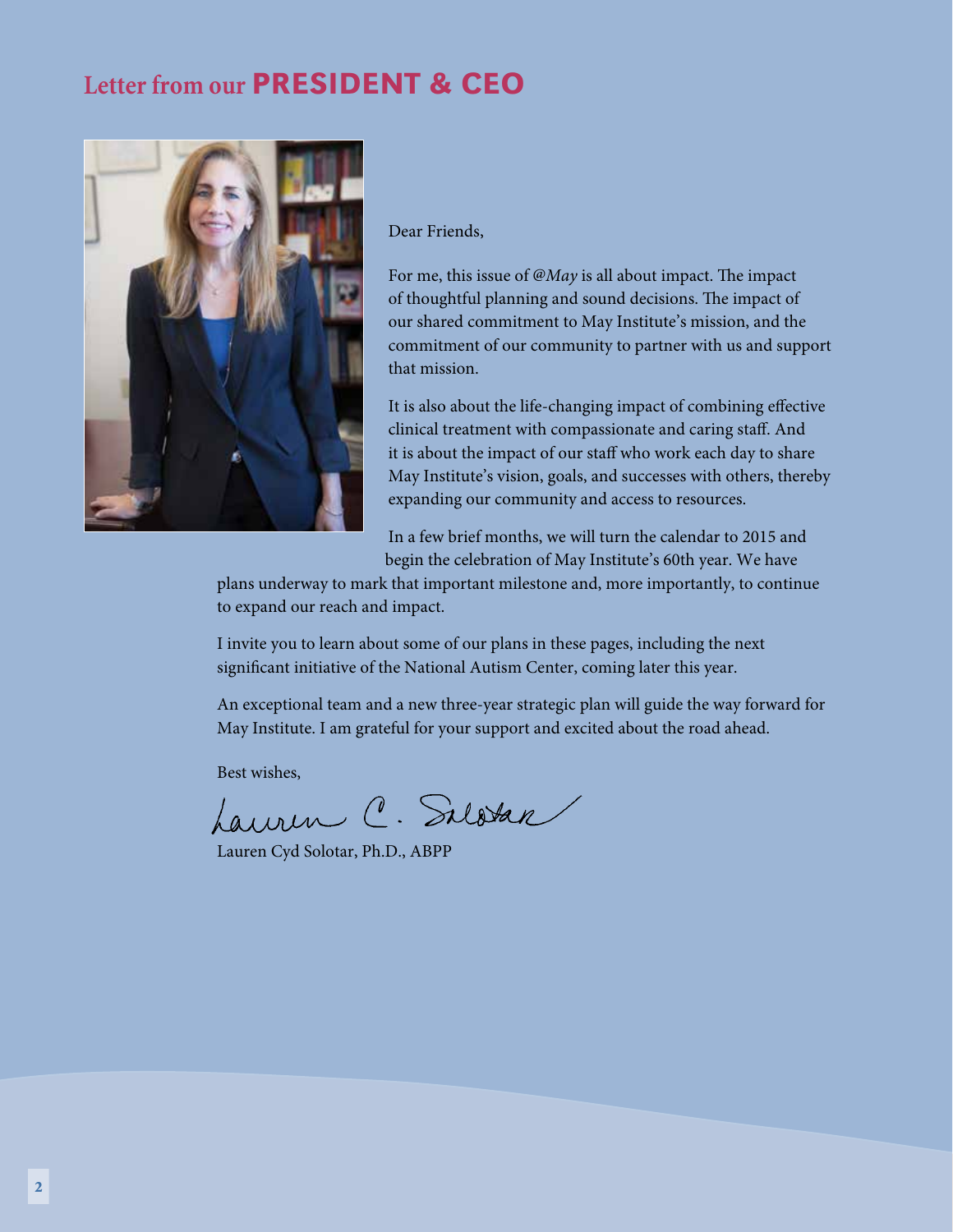# Letter from our **PRESIDENT & CEO**

Dear Friends,

For me, this issue of *@May* is all about impact. The impact of thoughtful planning and sound decisions. The impact of our shared commitment to May Institute's mission, and the commitment of our community to partner with us and support that mission.

It is also about the life-changing impact of combining effective clinical treatment with compassionate and caring staff. And it is about the impact of our staff who work each day to share May Institute's vision, goals, and successes with others, thereby expanding our community and access to resources.

In a few brief months, we will turn the calendar to 2015 and begin the celebration of May Institute's 60th year. We have plans underway to mark that important milestone and, more importantly, to continue to expand our reach and impact.

I invite you to learn about some of our plans in these pages, including the next significant initiative of the National Autism Center, coming later this year.

An exceptional team and a new three-year strategic plan will guide the way forward for May Institute. I am grateful for your support and excited about the road ahead.

Best wishes,

Lauren C. Solotar

Lauren Cyd Solotar, Ph.D., ABPP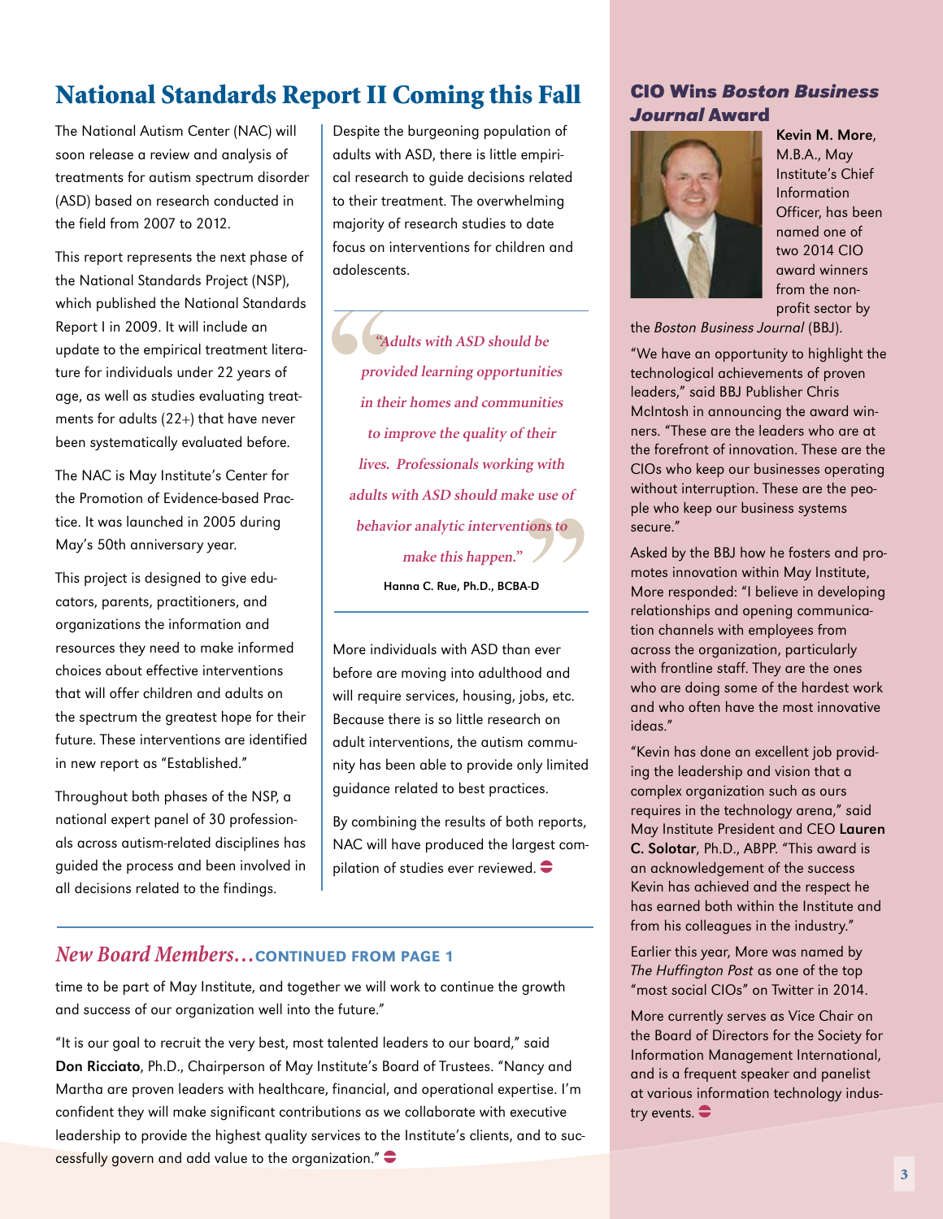## National Standards Report II Coming this Fall

The National Autism Center (NAC) will soon release a review and analysis of treatments for autism spectrum disorder (ASD) based on research conducted in the field from 2007 to 2012.

This report represents the next phase of the National Standards Project (NSP), which published the National Standards Report I in 2009. It will include an update to the empirical treatment literature for individuals under 22 years of age, as well as studies evaluating treatments for adults (22+) that have never been systematically evaluated before.

The NAC is May Institute's Center for the Promotion of Evidence-based Practice. It was launched in 2005 during May's 50th anniversary year.

This project is designed to give educators, parents, practitioners, and organizations the information and resources they need to make informed choices about effective interventions that will offer children and adults on the spectrum the greatest hope for their future. These interventions are identified in new report as "Established."

Throughout both phases of the NSP, a national expert panel of 30 professionals across autism-related disciplines has guided the process and been involved in all decisions related to the findings.

Despite the burgeoning population of adults with ASD, there is little empirical research to guide decisions related to their treatment. The overwhelming majority of research studies to date focus on interventions for children and adolescents.

> *"Adults with ASD should be provided learning opportunities in their homes and communities to improve the quality of their lives. Professionals working with adults with ASD should make use of behavior analytic interventions to make this happen."*
>
> Hanna C. Rue, Ph.D., BCBA-D

More individuals with ASD than ever before are moving into adulthood and will require services, housing, jobs, etc. Because there is so little research on adult interventions, the autism community has been able to provide only limited guidance related to best practices.

By combining the results of both reports, NAC will have produced the largest compilation of studies ever reviewed.

## *New Board Members…* CONTINUED FROM PAGE 1

time to be part of May Institute, and together we will work to continue the growth and success of our organization well into the future."

"It is our goal to recruit the very best, most talented leaders to our board," said **Don Ricciato**, Ph.D., Chairperson of May Institute's Board of Trustees. "Nancy and Martha are proven leaders with healthcare, financial, and operational expertise. I'm confident they will make significant contributions as we collaborate with executive leadership to provide the highest quality services to the Institute's clients, and to successfully govern and add value to the organization."

## CIO Wins *Boston Business Journal* Award

**Kevin M. More**, M.B.A., May Institute's Chief Information Officer, has been named one of two 2014 CIO award winners from the non-profit sector by the *Boston Business Journal* (BBJ).

"We have an opportunity to highlight the technological achievements of proven leaders," said BBJ Publisher Chris McIntosh in announcing the award winners. "These are the leaders who are at the forefront of innovation. These are the CIOs who keep our businesses operating without interruption. These are the people who keep our business systems secure."

Asked by the BBJ how he fosters and promotes innovation within May Institute, More responded: "I believe in developing relationships and opening communication channels with employees from across the organization, particularly with frontline staff. They are the ones who are doing some of the hardest work and who often have the most innovative ideas."

"Kevin has done an excellent job providing the leadership and vision that a complex organization such as ours requires in the technology arena," said May Institute President and CEO **Lauren C. Solotar**, Ph.D., ABPP. "This award is an acknowledgement of the success Kevin has achieved and the respect he has earned both within the Institute and from his colleagues in the industry."

Earlier this year, More was named by *The Huffington Post* as one of the top "most social CIOs" on Twitter in 2014.

More currently serves as Vice Chair on the Board of Directors for the Society for Information Management International, and is a frequent speaker and panelist at various information technology industry events.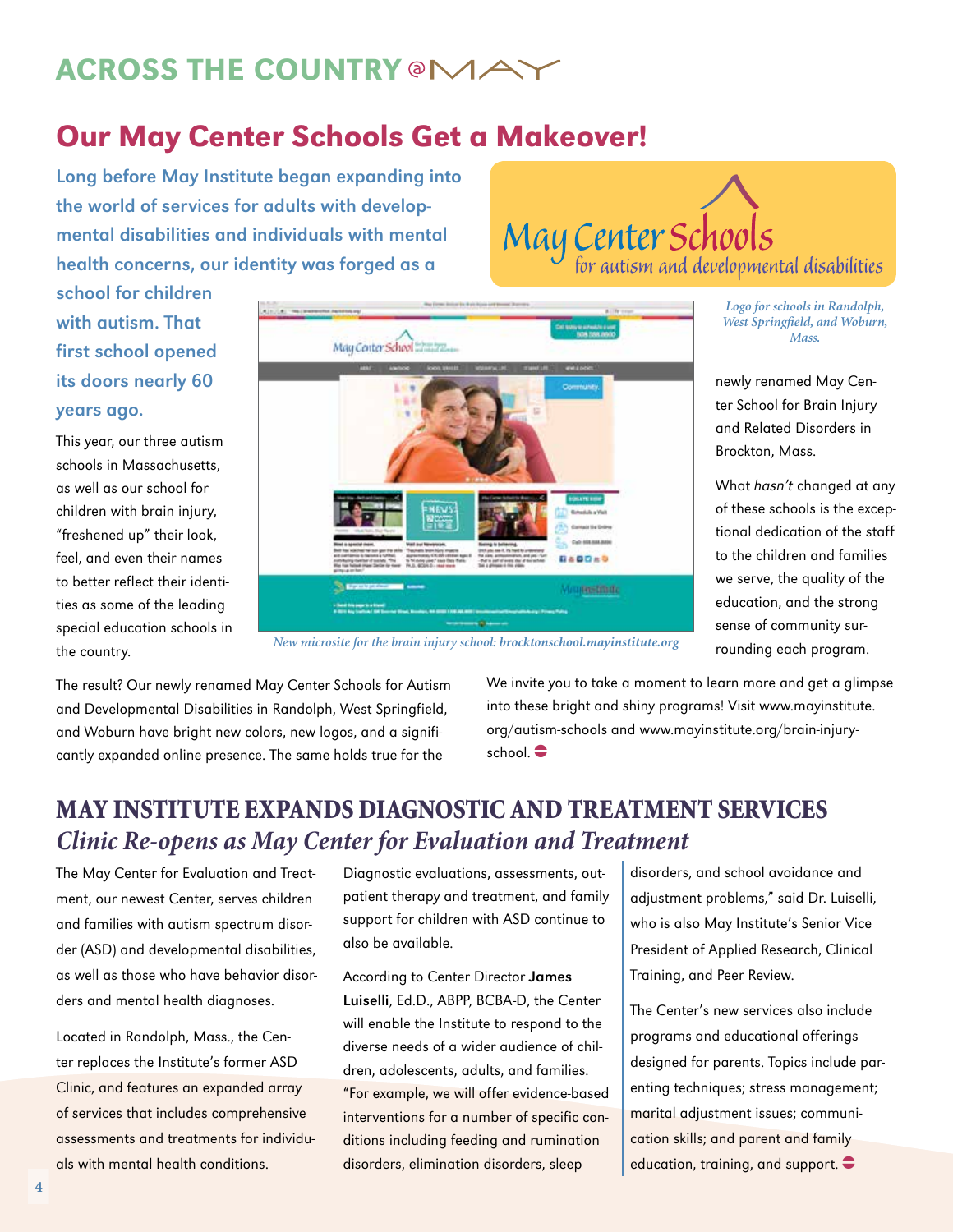# ACROSS THE COUNTRY @MAY

## Our May Center Schools Get a Makeover!

**Long before May Institute began expanding into the world of services for adults with developmental disabilities and individuals with mental health concerns, our identity was forged as a school for children with autism. That first school opened its doors nearly 60 years ago.**

This year, our three autism schools in Massachusetts, as well as our school for children with brain injury, "freshened up" their look, feel, and even their names to better reflect their identities as some of the leading special education schools in the country.

The result? Our newly renamed May Center Schools for Autism and Developmental Disabilities in Randolph, West Springfield, and Woburn have bright new colors, new logos, and a significantly expanded online presence. The same holds true for the newly renamed May Center School for Brain Injury and Related Disorders in Brockton, Mass.

*New microsite for the brain injury school:* ***brocktonschool.mayinstitute.org***

May Center Schools for autism and developmental disabilities

*Logo for schools in Randolph, West Springfield, and Woburn, Mass.*

What *hasn't* changed at any of these schools is the exceptional dedication of the staff to the children and families we serve, the quality of the education, and the strong sense of community surrounding each program.

We invite you to take a moment to learn more and get a glimpse into these bright and shiny programs! Visit www.mayinstitute.org/autism-schools and www.mayinstitute.org/brain-injury-school.

## MAY INSTITUTE EXPANDS DIAGNOSTIC AND TREATMENT SERVICES

### *Clinic Re-opens as May Center for Evaluation and Treatment*

The May Center for Evaluation and Treatment, our newest Center, serves children and families with autism spectrum disorder (ASD) and developmental disabilities, as well as those who have behavior disorders and mental health diagnoses.

Located in Randolph, Mass., the Center replaces the Institute's former ASD Clinic, and features an expanded array of services that includes comprehensive assessments and treatments for individuals with mental health conditions.

Diagnostic evaluations, assessments, outpatient therapy and treatment, and family support for children with ASD continue to also be available.

According to Center Director **James Luiselli**, Ed.D., ABPP, BCBA-D, the Center will enable the Institute to respond to the diverse needs of a wider audience of children, adolescents, adults, and families. "For example, we will offer evidence-based interventions for a number of specific conditions including feeding and rumination disorders, elimination disorders, sleep disorders, and school avoidance and adjustment problems," said Dr. Luiselli, who is also May Institute's Senior Vice President of Applied Research, Clinical Training, and Peer Review.

The Center's new services also include programs and educational offerings designed for parents. Topics include parenting techniques; stress management; marital adjustment issues; communication skills; and parent and family education, training, and support.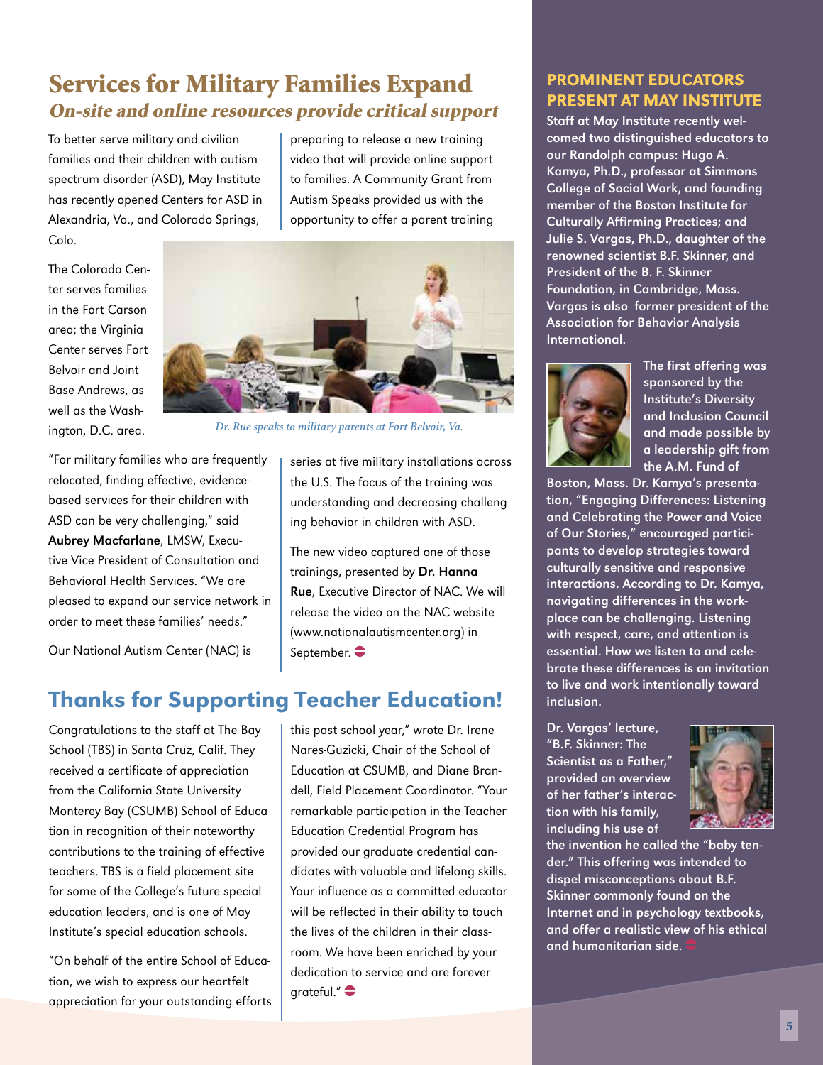# Services for Military Families Expand

## *On-site and online resources provide critical support*

To better serve military and civilian families and their children with autism spectrum disorder (ASD), May Institute has recently opened Centers for ASD in Alexandria, Va., and Colorado Springs, Colo.

The Colorado Center serves families in the Fort Carson area; the Virginia Center serves Fort Belvoir and Joint Base Andrews, as well as the Washington, D.C. area.

*Dr. Rue speaks to military parents at Fort Belvoir, Va.*

"For military families who are frequently relocated, finding effective, evidence-based services for their children with ASD can be very challenging," said **Aubrey Macfarlane**, LMSW, Executive Vice President of Consultation and Behavioral Health Services. "We are pleased to expand our service network in order to meet these families' needs."

Our National Autism Center (NAC) is preparing to release a new training video that will provide online support to families. A Community Grant from Autism Speaks provided us with the opportunity to offer a parent training series at five military installations across the U.S. The focus of the training was understanding and decreasing challenging behavior in children with ASD.

The new video captured one of those trainings, presented by **Dr. Hanna Rue**, Executive Director of NAC. We will release the video on the NAC website (www.nationalautismcenter.org) in September.

## Thanks for Supporting Teacher Education!

Congratulations to the staff at The Bay School (TBS) in Santa Cruz, Calif. They received a certificate of appreciation from the California State University Monterey Bay (CSUMB) School of Education in recognition of their noteworthy contributions to the training of effective teachers. TBS is a field placement site for some of the College's future special education leaders, and is one of May Institute's special education schools.

"On behalf of the entire School of Education, we wish to express our heartfelt appreciation for your outstanding efforts this past school year," wrote Dr. Irene Nares-Guzicki, Chair of the School of Education at CSUMB, and Diane Brandell, Field Placement Coordinator. "Your remarkable participation in the Teacher Education Credential Program has provided our graduate credential candidates with valuable and lifelong skills. Your influence as a committed educator will be reflected in their ability to touch the lives of the children in their classroom. We have been enriched by your dedication to service and are forever grateful."

## PROMINENT EDUCATORS PRESENT AT MAY INSTITUTE

**Staff at May Institute recently welcomed two distinguished educators to our Randolph campus: Hugo A. Kamya, Ph.D., professor at Simmons College of Social Work, and founding member of the Boston Institute for Culturally Affirming Practices; and Julie S. Vargas, Ph.D., daughter of the renowned scientist B.F. Skinner, and President of the B. F. Skinner Foundation, in Cambridge, Mass. Vargas is also former president of the Association for Behavior Analysis International.**

**The first offering was sponsored by the Institute's Diversity and Inclusion Council and made possible by a leadership gift from the A.M. Fund of Boston, Mass. Dr. Kamya's presentation, "Engaging Differences: Listening and Celebrating the Power and Voice of Our Stories," encouraged participants to develop strategies toward culturally sensitive and responsive interactions. According to Dr. Kamya, navigating differences in the workplace can be challenging. Listening with respect, care, and attention is essential. How we listen to and celebrate these differences is an invitation to live and work intentionally toward inclusion.**

**Dr. Vargas' lecture, "B.F. Skinner: The Scientist as a Father," provided an overview of her father's interaction with his family, including his use of the invention he called the "baby tender." This offering was intended to dispel misconceptions about B.F. Skinner commonly found on the Internet and in psychology textbooks, and offer a realistic view of his ethical and humanitarian side.**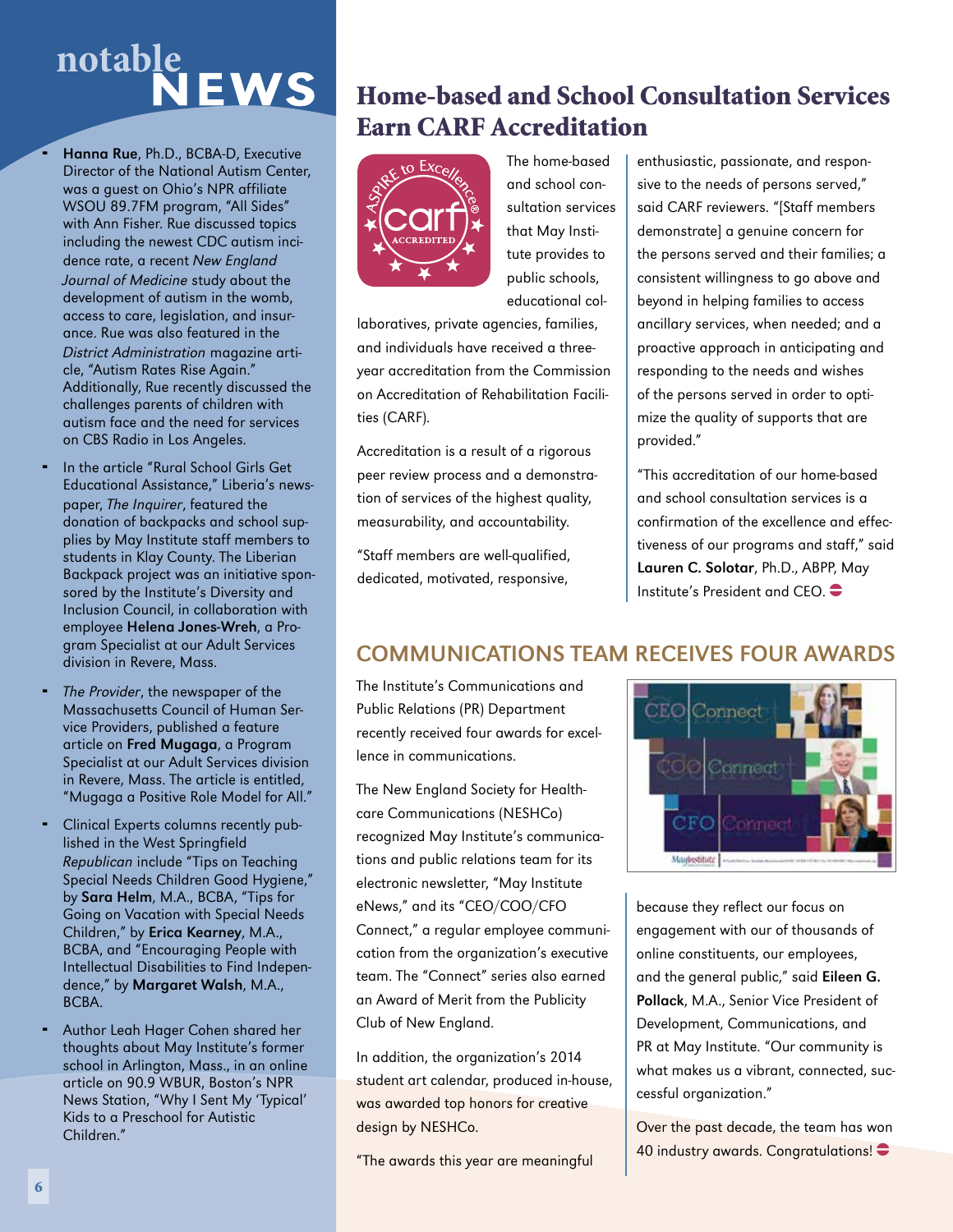# notable NEWS

- **Hanna Rue**, Ph.D., BCBA-D, Executive Director of the National Autism Center, was a guest on Ohio's NPR affiliate WSOU 89.7FM program, "All Sides" with Ann Fisher. Rue discussed topics including the newest CDC autism incidence rate, a recent *New England Journal of Medicine* study about the development of autism in the womb, access to care, legislation, and insurance. Rue was also featured in the *District Administration* magazine article, "Autism Rates Rise Again." Additionally, Rue recently discussed the challenges parents of children with autism face and the need for services on CBS Radio in Los Angeles.
- In the article "Rural School Girls Get Educational Assistance," Liberia's newspaper, *The Inquirer*, featured the donation of backpacks and school supplies by May Institute staff members to students in Klay County. The Liberian Backpack project was an initiative sponsored by the Institute's Diversity and Inclusion Council, in collaboration with employee **Helena Jones-Wreh**, a Program Specialist at our Adult Services division in Revere, Mass.
- *The Provider*, the newspaper of the Massachusetts Council of Human Service Providers, published a feature article on **Fred Mugaga**, a Program Specialist at our Adult Services division in Revere, Mass. The article is entitled, "Mugaga a Positive Role Model for All."
- Clinical Experts columns recently published in the West Springfield *Republican* include "Tips on Teaching Special Needs Children Good Hygiene," by **Sara Helm**, M.A., BCBA, "Tips for Going on Vacation with Special Needs Children," by **Erica Kearney**, M.A., BCBA, and "Encouraging People with Intellectual Disabilities to Find Independence," by **Margaret Walsh**, M.A., BCBA.
- Author Leah Hager Cohen shared her thoughts about May Institute's former school in Arlington, Mass., in an online article on 90.9 WBUR, Boston's NPR News Station, "Why I Sent My 'Typical' Kids to a Preschool for Autistic Children."

## Home-based and School Consultation Services Earn CARF Accreditation

The home-based and school consultation services that May Institute provides to public schools, educational collaboratives, private agencies, families, and individuals have received a three-year accreditation from the Commission on Accreditation of Rehabilitation Facilities (CARF).

Accreditation is a result of a rigorous peer review process and a demonstration of services of the highest quality, measurability, and accountability.

"Staff members are well-qualified, dedicated, motivated, responsive, enthusiastic, passionate, and responsive to the needs of persons served," said CARF reviewers. "[Staff members demonstrate] a genuine concern for the persons served and their families; a consistent willingness to go above and beyond in helping families to access ancillary services, when needed; and a proactive approach in anticipating and responding to the needs and wishes of the persons served in order to optimize the quality of supports that are provided."

"This accreditation of our home-based and school consultation services is a confirmation of the excellence and effectiveness of our programs and staff," said **Lauren C. Solotar**, Ph.D., ABPP, May Institute's President and CEO.

## COMMUNICATIONS TEAM RECEIVES FOUR AWARDS

The Institute's Communications and Public Relations (PR) Department recently received four awards for excellence in communications.

The New England Society for Healthcare Communications (NESHCo) recognized May Institute's communications and public relations team for its electronic newsletter, "May Institute eNews," and its "CEO/COO/CFO Connect," a regular employee communication from the organization's executive team. The "Connect" series also earned an Award of Merit from the Publicity Club of New England.

In addition, the organization's 2014 student art calendar, produced in-house, was awarded top honors for creative design by NESHCo.

"The awards this year are meaningful because they reflect our focus on engagement with our of thousands of online constituents, our employees, and the general public," said **Eileen G. Pollack**, M.A., Senior Vice President of Development, Communications, and PR at May Institute. "Our community is what makes us a vibrant, connected, successful organization."

Over the past decade, the team has won 40 industry awards. Congratulations!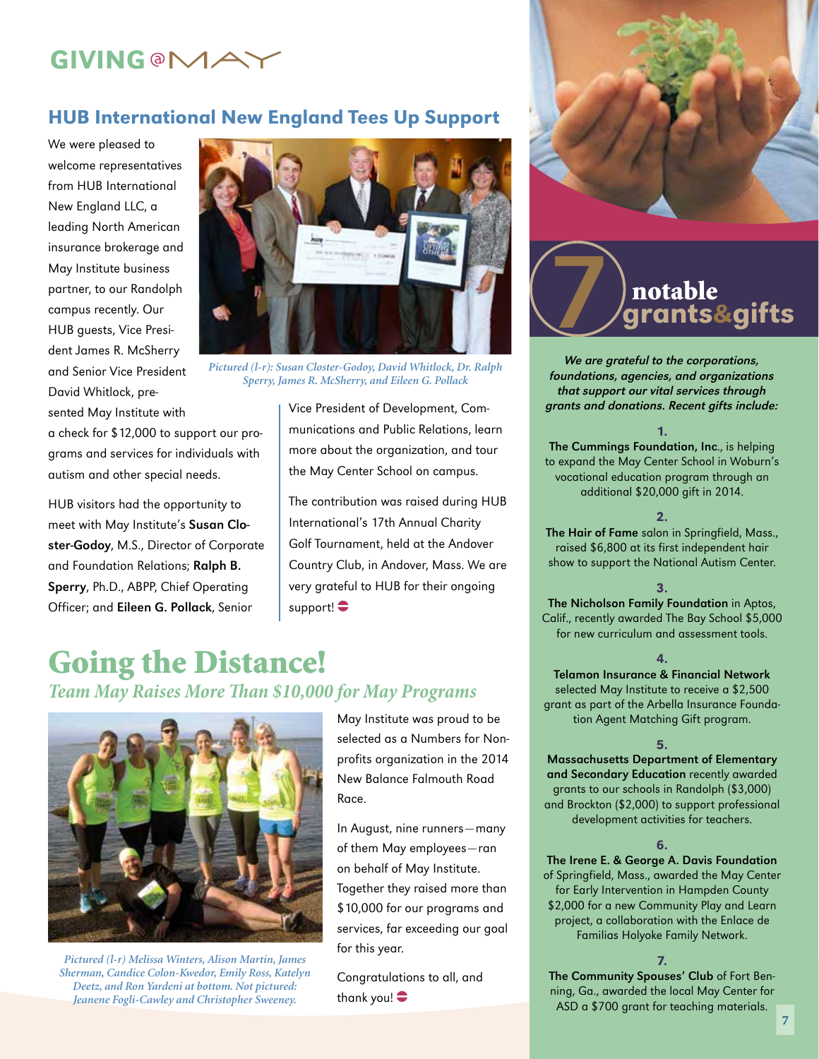# GIVING @MAY

## HUB International New England Tees Up Support

We were pleased to welcome representatives from HUB International New England LLC, a leading North American insurance brokerage and May Institute business partner, to our Randolph campus recently. Our HUB guests, Vice President James R. McSherry and Senior Vice President David Whitlock, presented May Institute with a check for $12,000 to support our programs and services for individuals with autism and other special needs.

*Pictured (l-r): Susan Closter-Godoy, David Whitlock, Dr. Ralph Sperry, James R. McSherry, and Eileen G. Pollack*

HUB visitors had the opportunity to meet with May Institute's **Susan Closter-Godoy**, M.S., Director of Corporate and Foundation Relations; **Ralph B. Sperry**, Ph.D., ABPP, Chief Operating Officer; and **Eileen G. Pollack**, Senior Vice President of Development, Communications and Public Relations, learn more about the organization, and tour the May Center School on campus.

The contribution was raised during HUB International's 17th Annual Charity Golf Tournament, held at the Andover Country Club, in Andover, Mass. We are very grateful to HUB for their ongoing support!

## Going the Distance!

### *Team May Raises More Than $10,000 for May Programs*

*Pictured (l-r) Melissa Winters, Alison Martin, James Sherman, Candice Colon-Kwedor, Emily Ross, Katelyn Deetz, and Ron Yardeni at bottom. Not pictured: Jeanene Fogli-Cawley and Christopher Sweeney.*

May Institute was proud to be selected as a Numbers for Nonprofits organization in the 2014 New Balance Falmouth Road Race.

In August, nine runners—many of them May employees—ran on behalf of May Institute. Together they raised more than $10,000 for our programs and services, far exceeding our goal for this year.

Congratulations to all, and thank you!

## 7 notable grants&gifts

***We are grateful to the corporations, foundations, agencies, and organizations that support our vital services through grants and donations. Recent gifts include:***

**1.**
**The Cummings Foundation, Inc.**, is helping to expand the May Center School in Woburn's vocational education program through an additional $20,000 gift in 2014.

**2.**
**The Hair of Fame** salon in Springfield, Mass., raised $6,800 at its first independent hair show to support the National Autism Center.

**3.**
**The Nicholson Family Foundation** in Aptos, Calif., recently awarded The Bay School $5,000 for new curriculum and assessment tools.

**4.**
**Telamon Insurance & Financial Network** selected May Institute to receive a $2,500 grant as part of the Arbella Insurance Foundation Agent Matching Gift program.

**5.**
**Massachusetts Department of Elementary and Secondary Education** recently awarded grants to our schools in Randolph ($3,000) and Brockton ($2,000) to support professional development activities for teachers.

**6.**
**The Irene E. & George A. Davis Foundation** of Springfield, Mass., awarded the May Center for Early Intervention in Hampden County $2,000 for a new Community Play and Learn project, a collaboration with the Enlace de Familias Holyoke Family Network.

**7.**
**The Community Spouses' Club** of Fort Benning, Ga., awarded the local May Center for ASD a $700 grant for teaching materials.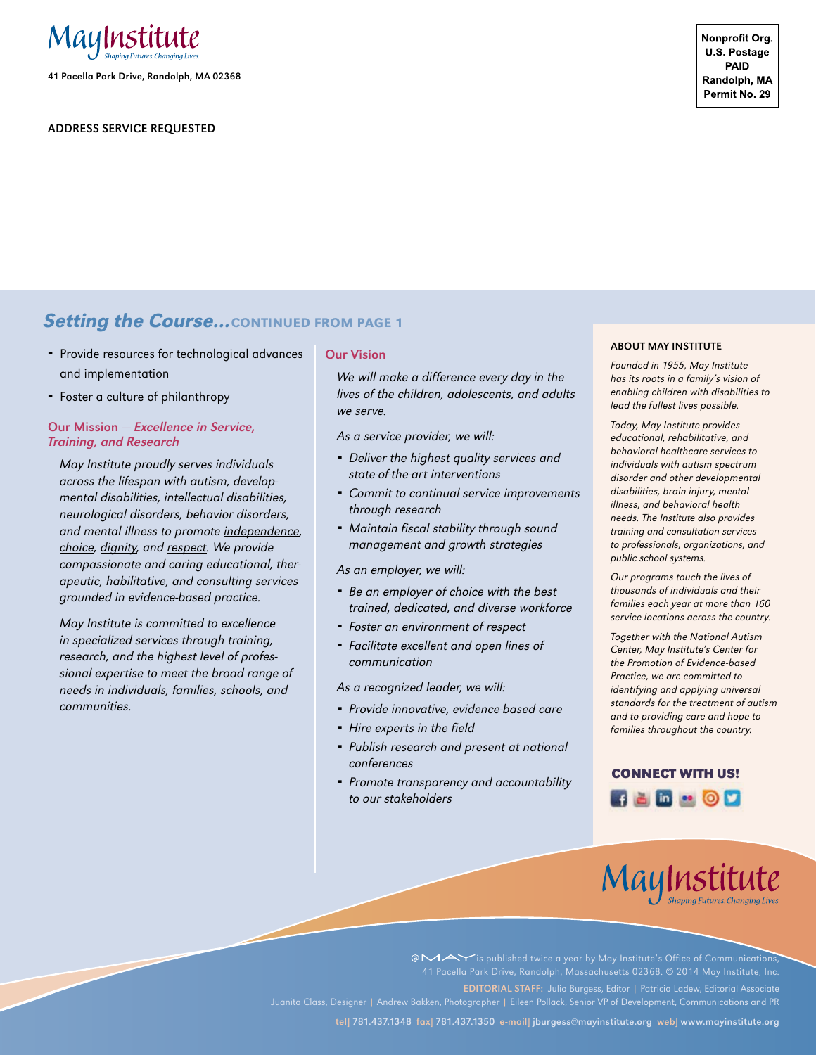May Institute
Shaping Futures. Changing Lives.

41 Pacella Park Drive, Randolph, MA 02368

Nonprofit Org.
U.S. Postage
PAID
Randolph, MA
Permit No. 29

ADDRESS SERVICE REQUESTED

## *Setting the Course...* CONTINUED FROM PAGE 1

- Provide resources for technological advances and implementation
- Foster a culture of philanthropy

### Our Mission — *Excellence in Service, Training, and Research*

*May Institute proudly serves individuals across the lifespan with autism, developmental disabilities, intellectual disabilities, neurological disorders, behavior disorders, and mental illness to promote independence, choice, dignity, and respect. We provide compassionate and caring educational, therapeutic, habilitative, and consulting services grounded in evidence-based practice.*

*May Institute is committed to excellence in specialized services through training, research, and the highest level of professional expertise to meet the broad range of needs in individuals, families, schools, and communities.*

### Our Vision

*We will make a difference every day in the lives of the children, adolescents, and adults we serve.*

*As a service provider, we will:*

- *Deliver the highest quality services and state-of-the-art interventions*
- *Commit to continual service improvements through research*
- *Maintain fiscal stability through sound management and growth strategies*

*As an employer, we will:*

- *Be an employer of choice with the best trained, dedicated, and diverse workforce*
- *Foster an environment of respect*
- *Facilitate excellent and open lines of communication*

*As a recognized leader, we will:*

- *Provide innovative, evidence-based care*
- *Hire experts in the field*
- *Publish research and present at national conferences*
- *Promote transparency and accountability to our stakeholders*

### ABOUT MAY INSTITUTE

*Founded in 1955, May Institute has its roots in a family's vision of enabling children with disabilities to lead the fullest lives possible.*

*Today, May Institute provides educational, rehabilitative, and behavioral healthcare services to individuals with autism spectrum disorder and other developmental disabilities, brain injury, mental illness, and behavioral health needs. The Institute also provides training and consultation services to professionals, organizations, and public school systems.*

*Our programs touch the lives of thousands of individuals and their families each year at more than 160 service locations across the country.*

*Together with the National Autism Center, May Institute's Center for the Promotion of Evidence-based Practice, we are committed to identifying and applying universal standards for the treatment of autism and to providing care and hope to families throughout the country.*

**CONNECT WITH US!**

May Institute
Shaping Futures. Changing Lives.

@MAY is published twice a year by May Institute's Office of Communications, 41 Pacella Park Drive, Randolph, Massachusetts 02368. © 2014 May Institute, Inc.

**EDITORIAL STAFF:** Julia Burgess, Editor | Patricia Ladew, Editorial Associate
Juanita Class, Designer | Andrew Bakken, Photographer | Eileen Pollack, Senior VP of Development, Communications and PR

tel] 781.437.1348 fax] 781.437.1350 e-mail] jburgess@mayinstitute.org web] www.mayinstitute.org